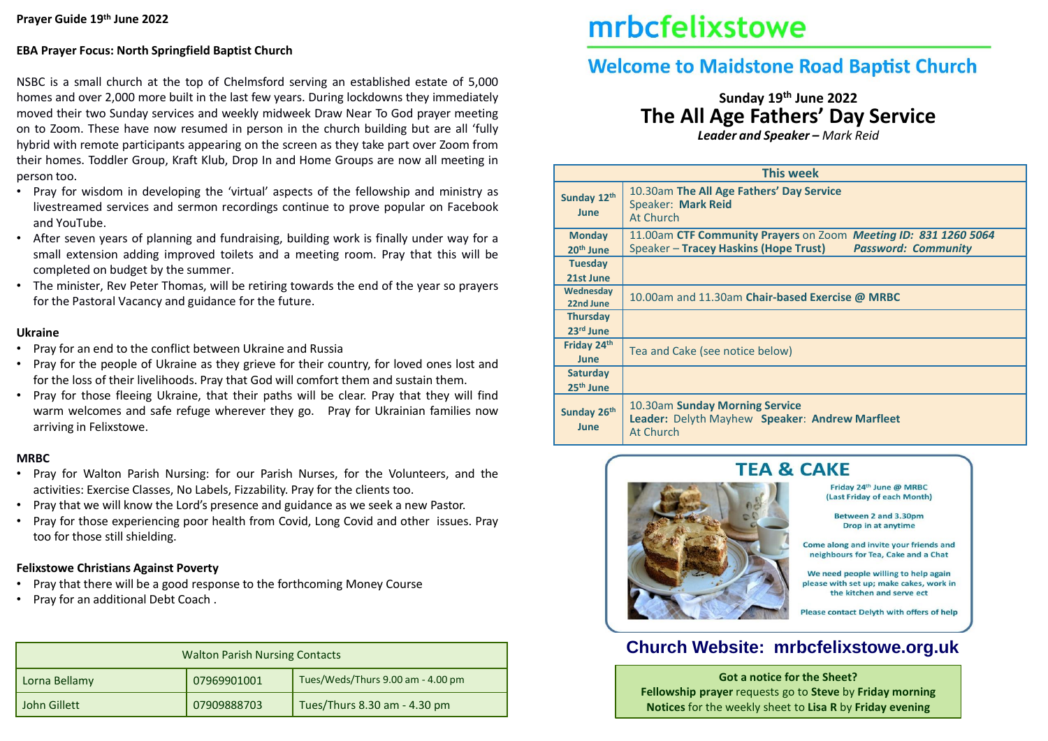**Prayer Guide 19th June 2022**

**EBA Prayer Focus: North Springfield Baptist Church**

NSBC is a small church at the top of Chelmsford serving an established estate of 5,000 homes and over 2,000 more built in the last few years. During lockdowns they immediately moved their two Sunday services and weekly midweek Draw Near To God prayer meeting on to Zoom. These have now resumed in person in the church building but are all 'fully hybrid with remote participants appearing on the screen as they take part over Zoom from their homes. Toddler Group, Kraft Klub, Drop In and Home Groups are now all meeting in person too.

- Pray for wisdom in developing the 'virtual' aspects of the fellowship and ministry as livestreamed services and sermon recordings continue to prove popular on Facebook and YouTube.
- After seven years of planning and fundraising, building work is finally under way for a small extension adding improved toilets and a meeting room. Pray that this will be completed on budget by the summer.
- The minister, Rev Peter Thomas, will be retiring towards the end of the year so prayers for the Pastoral Vacancy and guidance for the future.

**Ukraine**

- Pray for an end to the conflict between Ukraine and Russia
- Pray for the people of Ukraine as they grieve for their country, for loved ones lost and for the loss of their livelihoods. Pray that God will comfort them and sustain them.
- Pray for those fleeing Ukraine, that their paths will be clear. Pray that they will find warm welcomes and safe refuge wherever they go. Pray for Ukrainian families now arriving in Felixstowe.

**MRBC**

- Pray for Walton Parish Nursing: for our Parish Nurses, for the Volunteers, and the activities: Exercise Classes, No Labels, Fizzability. Pray for the clients too.
- Pray that we will know the Lord's presence and guidance as we seek a new Pastor.
- Pray for those experiencing poor health from Covid, Long Covid and other issues. Pray too for those still shielding.

**Felixstowe Christians Against Poverty**

- Pray that there will be a good response to the forthcoming Money Course
- Pray for an additional Debt Coach .

| Walton Parish Nursing Contacts | | |
|---|---|---|
| Lorna Bellamy | 07969901001 | Tues/Weds/Thurs 9.00 am - 4.00 pm |
| John Gillett | 07909888703 | Tues/Thurs 8.30 am - 4.30 pm |

# mrbcfelixstowe

## Welcome to Maidstone Road Baptist Church

**Sunday 19th June 2022**

## The All Age Fathers' Day Service

***Leader and Speaker –** Mark Reid*

| This week | |
|---|---|
| **Sunday 12th June** | 10.30am **The All Age Fathers' Day Service**<br>Speaker: **Mark Reid**<br>At Church |
| **Monday 20th June** | 11.00am **CTF Community Prayers** on Zoom ***Meeting ID: 831 1260 5064***<br>Speaker – **Tracey Haskins (Hope Trust)** ***Password: Community*** |
| **Tuesday 21st June** | |
| **Wednesday 22nd June** | 10.00am and 11.30am **Chair-based Exercise @ MRBC** |
| **Thursday 23rd June** | |
| **Friday 24th June** | Tea and Cake (see notice below) |
| **Saturday 25th June** | |
| **Sunday 26th June** | 10.30am **Sunday Morning Service**<br>**Leader:** Delyth Mayhew **Speaker**: **Andrew Marfleet**<br>At Church |

## TEA & CAKE

Friday 24th June @ MRBC
(Last Friday of each Month)

Between 2 and 3.30pm
Drop in at anytime

Come along and invite your friends and neighbours for Tea, Cake and a Chat

We need people willing to help again please with set up; make cakes, work in the kitchen and serve ect

Please contact Delyth with offers of help

## Church Website: mrbcfelixstowe.org.uk

**Got a notice for the Sheet?**
**Fellowship prayer** requests go to **Steve** by **Friday morning**
**Notices** for the weekly sheet to **Lisa R** by **Friday evening**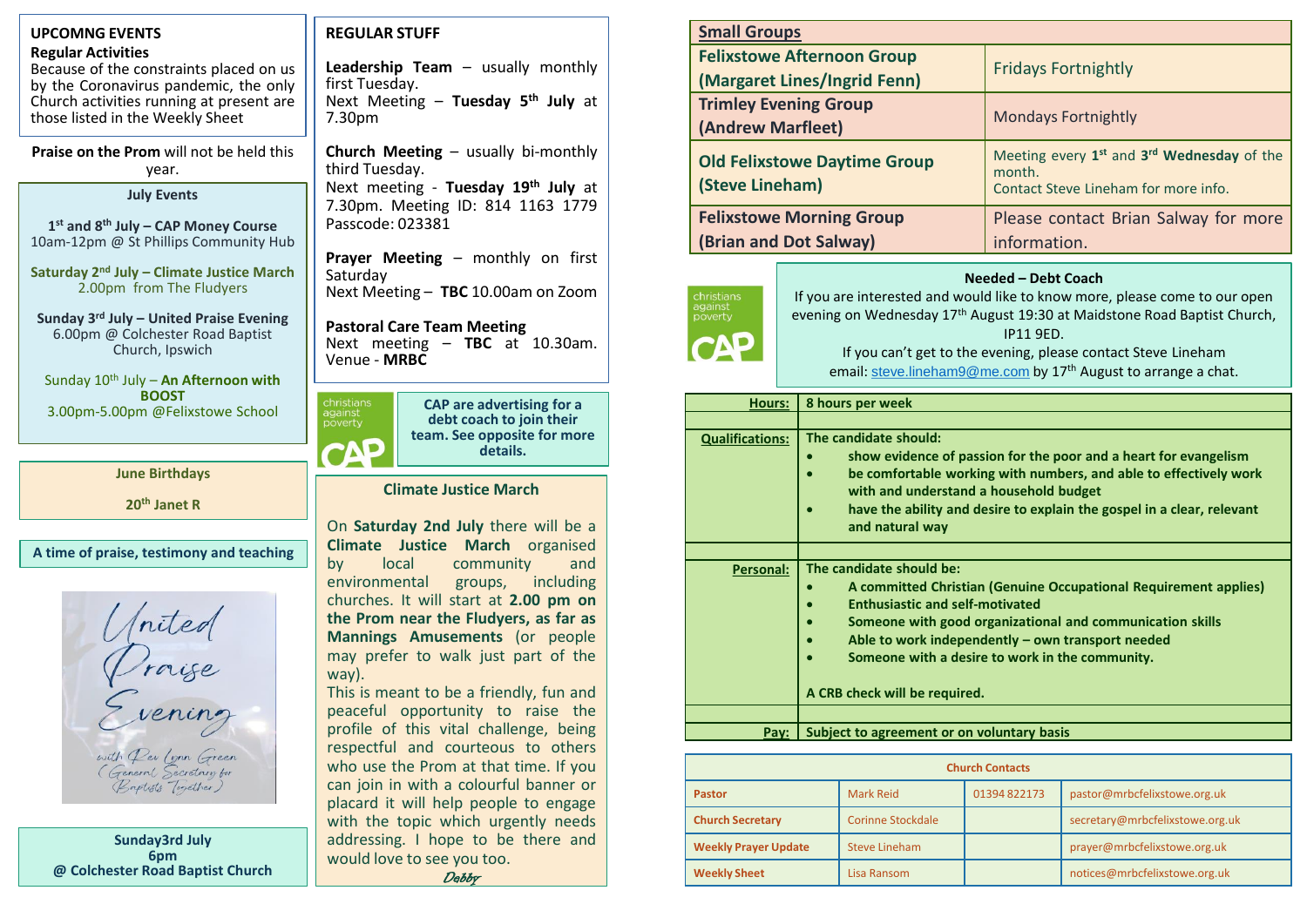## UPCOMNG EVENTS

**Regular Activities**

Because of the constraints placed on us by the Coronavirus pandemic, the only Church activities running at present are those listed in the Weekly Sheet

**Praise on the Prom** will not be held this year.

### July Events

**1st and 8th July – CAP Money Course**
10am-12pm @ St Phillips Community Hub

**Saturday 2nd July – Climate Justice March**
2.00pm from The Fludyers

**Sunday 3rd July – United Praise Evening**
6.00pm @ Colchester Road Baptist Church, Ipswich

Sunday 10th July – **An Afternoon with BOOST**
3.00pm-5.00pm @Felixstowe School

### June Birthdays

**20th Janet R**

**A time of praise, testimony and teaching**

United Praise Evening

with Rev Lynn Green (General Secretary for Baptists Together)

**Sunday3rd July**
**6pm**
**@ Colchester Road Baptist Church**

## REGULAR STUFF

**Leadership Team** – usually monthly first Tuesday.
Next Meeting – **Tuesday 5th July** at 7.30pm

**Church Meeting** – usually bi-monthly third Tuesday.
Next meeting - **Tuesday 19th July** at 7.30pm. Meeting ID: 814 1163 1779 Passcode: 023381

**Prayer Meeting** – monthly on first Saturday
Next Meeting – **TBC** 10.00am on Zoom

**Pastoral Care Team Meeting**
Next meeting – **TBC** at 10.30am. Venue - **MRBC**

christians against poverty CAP

**CAP are advertising for a debt coach to join their team. See opposite for more details.**

### Climate Justice March

On **Saturday 2nd July** there will be a **Climate Justice March** organised by local community and environmental groups, including churches. It will start at **2.00 pm on the Prom near the Fludyers, as far as Mannings Amusements** (or people may prefer to walk just part of the way).

This is meant to be a friendly, fun and peaceful opportunity to raise the profile of this vital challenge, being respectful and courteous to others who use the Prom at that time. If you can join in with a colourful banner or placard it will help people to engage with the topic which urgently needs addressing. I hope to be there and would love to see you too.

*Debby*

| Small Groups | |
|---|---|
| Felixstowe Afternoon Group (Margaret Lines/Ingrid Fenn) | Fridays Fortnightly |
| Trimley Evening Group (Andrew Marfleet) | Mondays Fortnightly |
| Old Felixstowe Daytime Group (Steve Lineham) | Meeting every 1st and 3rd **Wednesday** of the month. Contact Steve Lineham for more info. |
| Felixstowe Morning Group (Brian and Dot Salway) | Please contact Brian Salway for more information. |

christians against poverty CAP

**Needed – Debt Coach**

If you are interested and would like to know more, please come to our open evening on Wednesday 17th August 19:30 at Maidstone Road Baptist Church, IP11 9ED.

If you can't get to the evening, please contact Steve Lineham email: steve.lineham9@me.com by 17th August to arrange a chat.

| | |
|---|---|
| **Hours:** | **8 hours per week** |
| **Qualifications:** | **The candidate should:**<br>• **show evidence of passion for the poor and a heart for evangelism**<br>• **be comfortable working with numbers, and able to effectively work with and understand a household budget**<br>• **have the ability and desire to explain the gospel in a clear, relevant and natural way** |
| **Personal:** | **The candidate should be:**<br>• **A committed Christian (Genuine Occupational Requirement applies)**<br>• **Enthusiastic and self-motivated**<br>• **Someone with good organizational and communication skills**<br>• **Able to work independently – own transport needed**<br>• **Someone with a desire to work in the community.**<br><br>**A CRB check will be required.** |
| **Pay:** | **Subject to agreement or on voluntary basis** |

| Church Contacts | | | |
|---|---|---|---|
| **Pastor** | Mark Reid | 01394 822173 | pastor@mrbcfelixstowe.org.uk |
| **Church Secretary** | Corinne Stockdale | | secretary@mrbcfelixstowe.org.uk |
| **Weekly Prayer Update** | Steve Lineham | | prayer@mrbcfelixstowe.org.uk |
| **Weekly Sheet** | Lisa Ransom | | notices@mrbcfelixstowe.org.uk |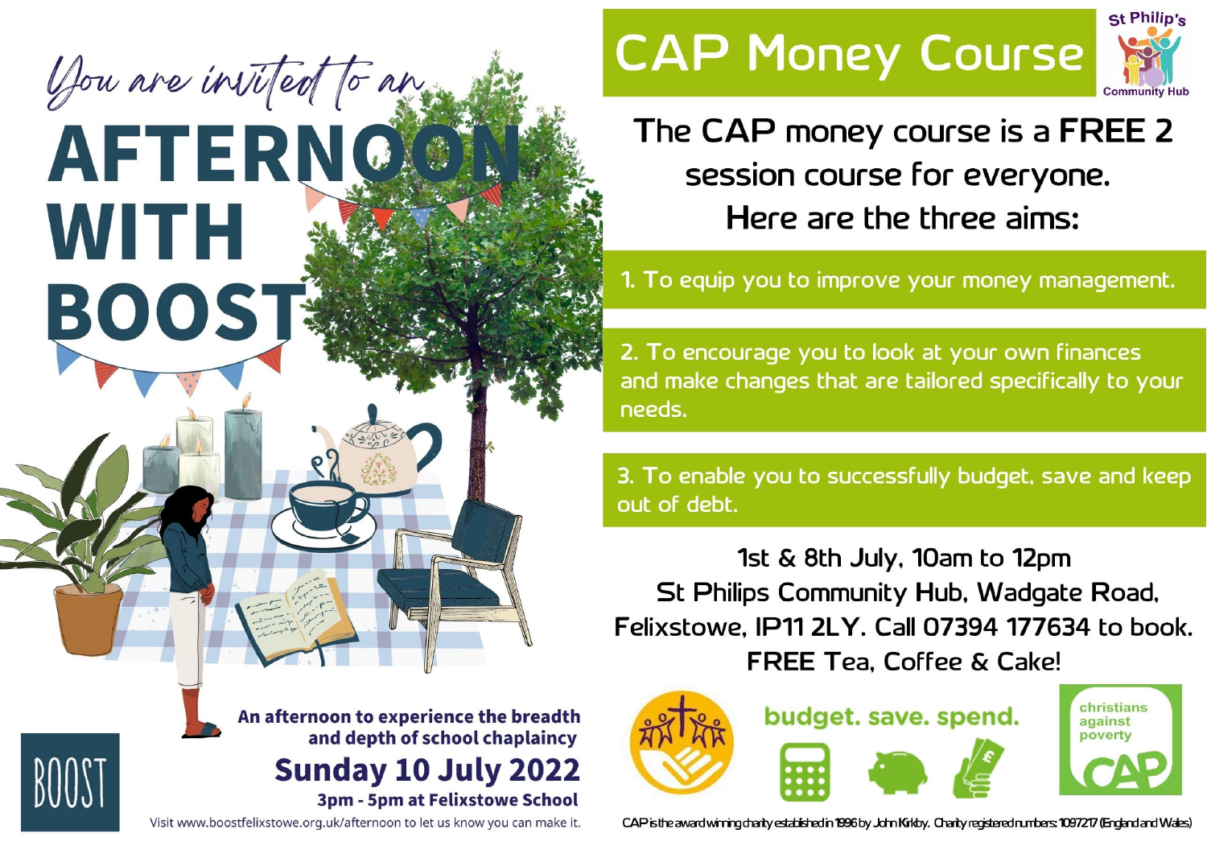*You are invited to an*

# AFTERNOON WITH BOOST

**An afternoon to experience the breadth and depth of school chaplaincy**

## Sunday 10 July 2022

**3pm - 5pm at Felixstowe School**

BOOST

Visit www.boostfelixstowe.org.uk/afternoon to let us know you can make it.

# CAP Money Course

St Philip's Community Hub

The CAP money course is a **FREE 2** session course for everyone.
Here are the three aims:

1. To equip you to improve your money management.
2. To encourage you to look at your own finances and make changes that are tailored specifically to your needs.
3. To enable you to successfully budget, save and keep out of debt.

1st & 8th July, 10am to 12pm
St Philips Community Hub, Wadgate Road, Felixstowe, IP11 2LY. Call 07394 177634 to book.
FREE Tea, Coffee & Cake!

budget. save. spend.

christians against poverty CAP

CAP is the award winning charity established in 1996 by John Kirkby. Charity registered numbers: 1097217 (England and Wales)